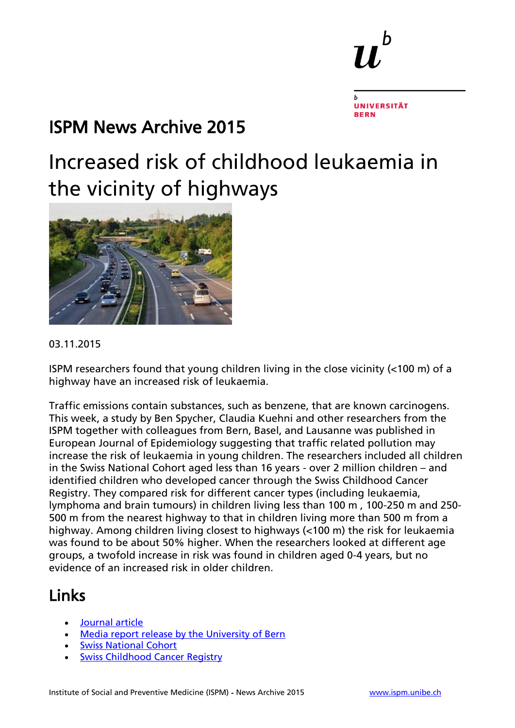# ISPM News Archive 2015

# Increased risk of childhood leukaemia in the vicinity of highways

03.11.2015

ISPM researchers found that young children living in the close vicinity (<100 m) of a highway have an increased risk of leukaemia.

Traffic emissions contain substances, such as benzene, that are known carcinogens. This week, a study by Ben Spycher, Claudia Kuehni and other researchers from the ISPM together with colleagues from Bern, Basel, and Lausanne was published in European Journal of Epidemiology suggesting that traffic related pollution may increase the risk of leukaemia in young children. The researchers included all children in the Swiss National Cohort aged less than 16 years - over 2 million children – and identified children who developed cancer through the Swiss Childhood Cancer Registry. They compared risk for different cancer types (including leukaemia, lymphoma and brain tumours) in children living less than 100 m , 100-250 m and 250-500 m from the nearest highway to that in children living more than 500 m from a highway. Among children living closest to highways (<100 m) the risk for leukaemia was found to be about 50% higher. When the researchers looked at different age groups, a twofold increase in risk was found in children aged 0-4 years, but no evidence of an increased risk in older children.

## Links

- Journal article
- Media report release by the University of Bern
- Swiss National Cohort
- Swiss Childhood Cancer Registry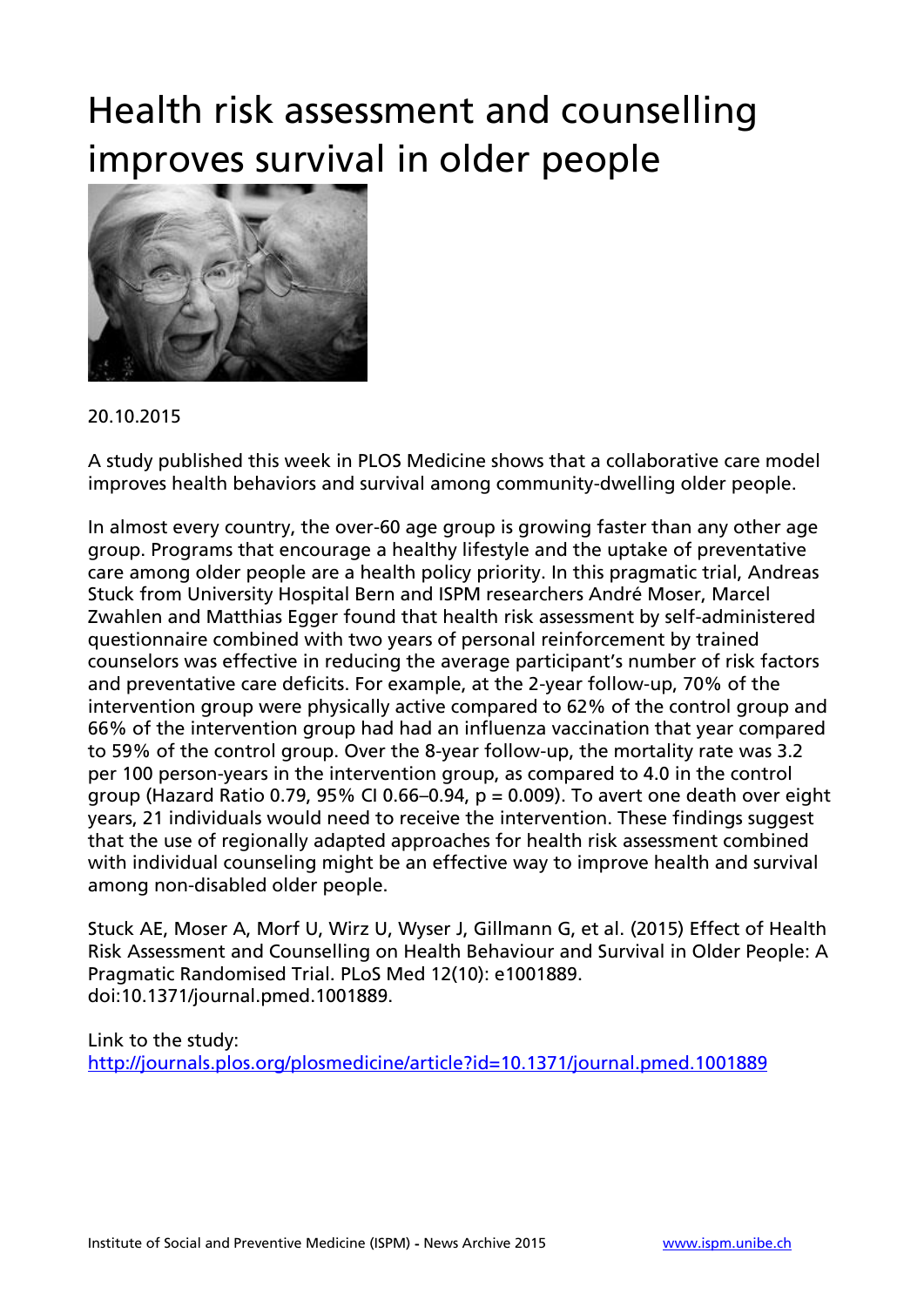# Health risk assessment and counselling improves survival in older people

20.10.2015

A study published this week in PLOS Medicine shows that a collaborative care model improves health behaviors and survival among community-dwelling older people.

In almost every country, the over-60 age group is growing faster than any other age group. Programs that encourage a healthy lifestyle and the uptake of preventative care among older people are a health policy priority. In this pragmatic trial, Andreas Stuck from University Hospital Bern and ISPM researchers André Moser, Marcel Zwahlen and Matthias Egger found that health risk assessment by self-administered questionnaire combined with two years of personal reinforcement by trained counselors was effective in reducing the average participant's number of risk factors and preventative care deficits. For example, at the 2-year follow-up, 70% of the intervention group were physically active compared to 62% of the control group and 66% of the intervention group had had an influenza vaccination that year compared to 59% of the control group. Over the 8-year follow-up, the mortality rate was 3.2 per 100 person-years in the intervention group, as compared to 4.0 in the control group (Hazard Ratio 0.79, 95% CI 0.66–0.94, $p = 0.009$). To avert one death over eight years, 21 individuals would need to receive the intervention. These findings suggest that the use of regionally adapted approaches for health risk assessment combined with individual counseling might be an effective way to improve health and survival among non-disabled older people.

Stuck AE, Moser A, Morf U, Wirz U, Wyser J, Gillmann G, et al. (2015) Effect of Health Risk Assessment and Counselling on Health Behaviour and Survival in Older People: A Pragmatic Randomised Trial. PLoS Med 12(10): e1001889. doi:10.1371/journal.pmed.1001889.

Link to the study:
http://journals.plos.org/plosmedicine/article?id=10.1371/journal.pmed.1001889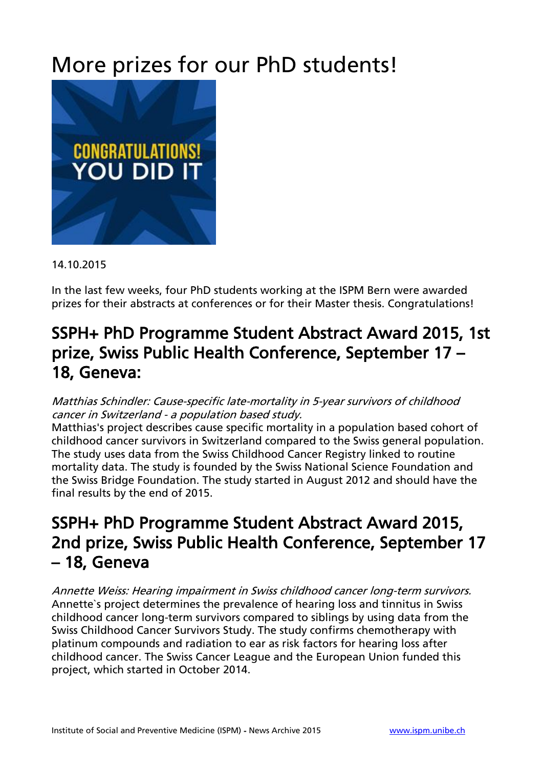# More prizes for our PhD students!

14.10.2015

In the last few weeks, four PhD students working at the ISPM Bern were awarded prizes for their abstracts at conferences or for their Master thesis. Congratulations!

## SSPH+ PhD Programme Student Abstract Award 2015, 1st prize, Swiss Public Health Conference, September 17 – 18, Geneva:

*Matthias Schindler: Cause-specific late-mortality in 5-year survivors of childhood cancer in Switzerland - a population based study.*

Matthias's project describes cause specific mortality in a population based cohort of childhood cancer survivors in Switzerland compared to the Swiss general population. The study uses data from the Swiss Childhood Cancer Registry linked to routine mortality data. The study is founded by the Swiss National Science Foundation and the Swiss Bridge Foundation. The study started in August 2012 and should have the final results by the end of 2015.

## SSPH+ PhD Programme Student Abstract Award 2015, 2nd prize, Swiss Public Health Conference, September 17 – 18, Geneva

*Annette Weiss: Hearing impairment in Swiss childhood cancer long-term survivors.*

Annette`s project determines the prevalence of hearing loss and tinnitus in Swiss childhood cancer long-term survivors compared to siblings by using data from the Swiss Childhood Cancer Survivors Study. The study confirms chemotherapy with platinum compounds and radiation to ear as risk factors for hearing loss after childhood cancer. The Swiss Cancer League and the European Union funded this project, which started in October 2014.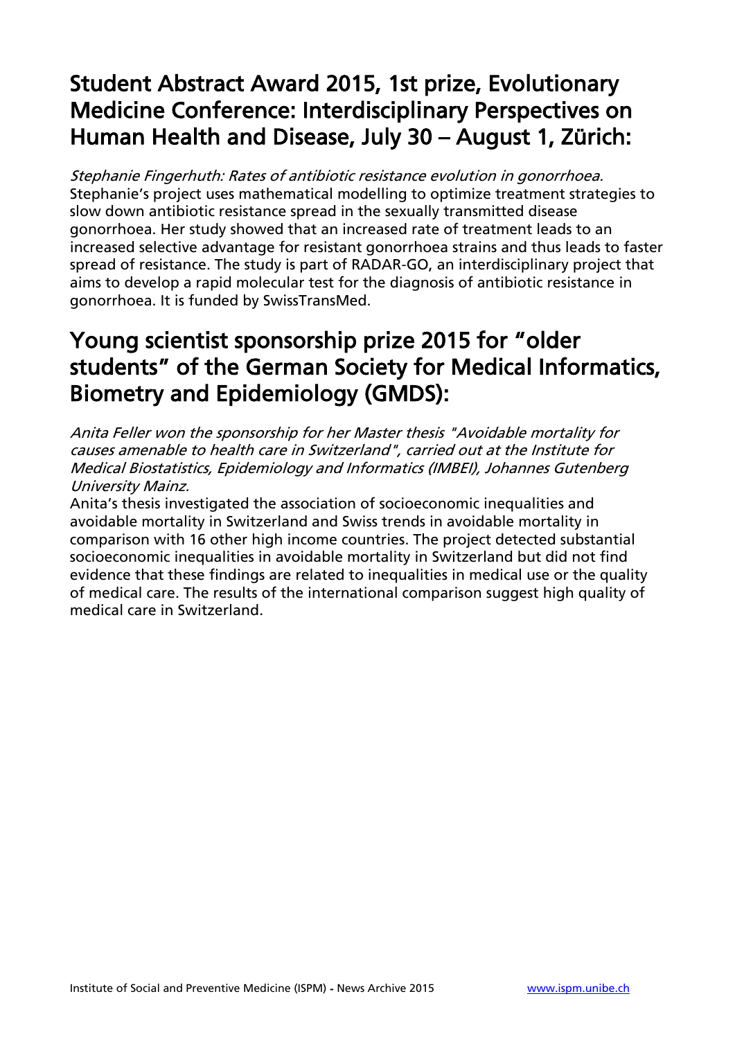## Student Abstract Award 2015, 1st prize, Evolutionary Medicine Conference: Interdisciplinary Perspectives on Human Health and Disease, July 30 – August 1, Zürich:

*Stephanie Fingerhuth: Rates of antibiotic resistance evolution in gonorrhoea.*
Stephanie's project uses mathematical modelling to optimize treatment strategies to slow down antibiotic resistance spread in the sexually transmitted disease gonorrhoea. Her study showed that an increased rate of treatment leads to an increased selective advantage for resistant gonorrhoea strains and thus leads to faster spread of resistance. The study is part of RADAR-GO, an interdisciplinary project that aims to develop a rapid molecular test for the diagnosis of antibiotic resistance in gonorrhoea. It is funded by SwissTransMed.

## Young scientist sponsorship prize 2015 for "older students" of the German Society for Medical Informatics, Biometry and Epidemiology (GMDS):

*Anita Feller won the sponsorship for her Master thesis "Avoidable mortality for causes amenable to health care in Switzerland", carried out at the Institute for Medical Biostatistics, Epidemiology and Informatics (IMBEI), Johannes Gutenberg University Mainz.*
Anita's thesis investigated the association of socioeconomic inequalities and avoidable mortality in Switzerland and Swiss trends in avoidable mortality in comparison with 16 other high income countries. The project detected substantial socioeconomic inequalities in avoidable mortality in Switzerland but did not find evidence that these findings are related to inequalities in medical use or the quality of medical care. The results of the international comparison suggest high quality of medical care in Switzerland.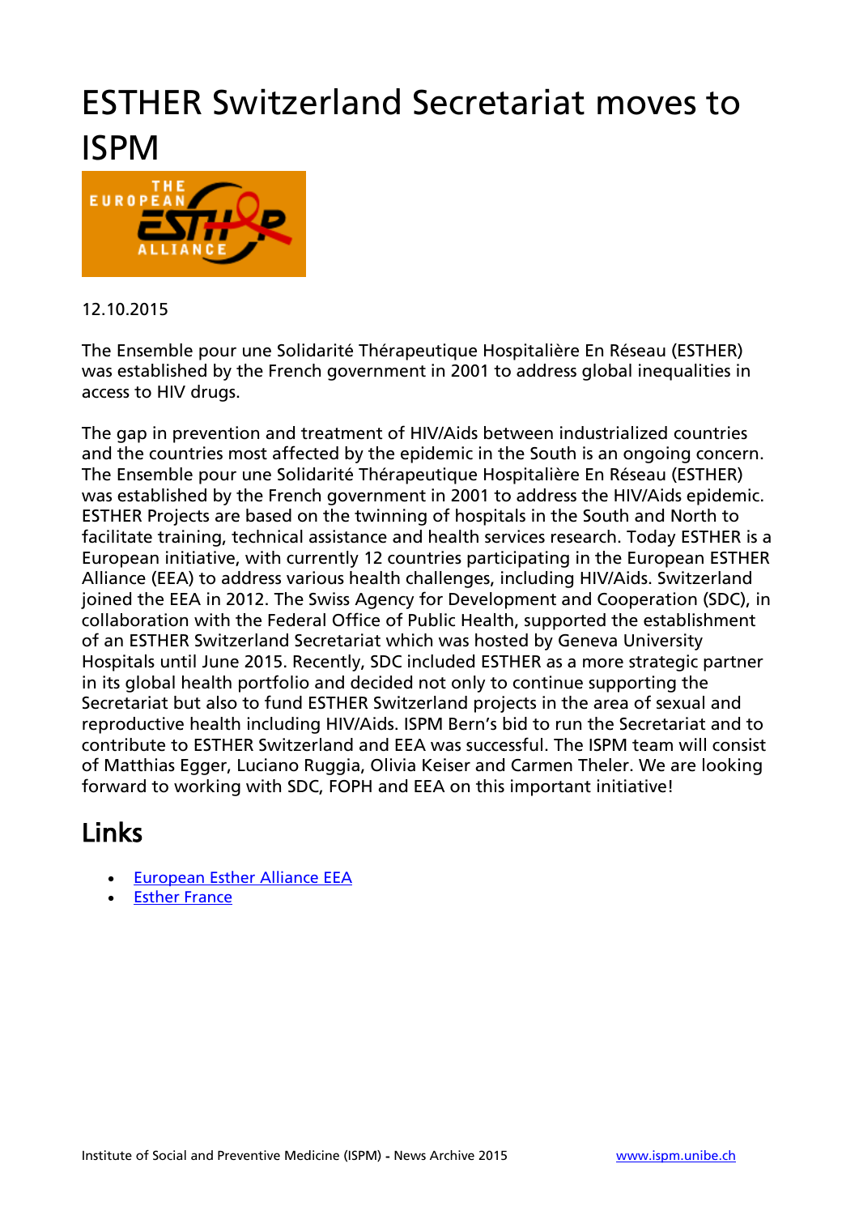# ESTHER Switzerland Secretariat moves to ISPM

12.10.2015

The Ensemble pour une Solidarité Thérapeutique Hospitalière En Réseau (ESTHER) was established by the French government in 2001 to address global inequalities in access to HIV drugs.

The gap in prevention and treatment of HIV/Aids between industrialized countries and the countries most affected by the epidemic in the South is an ongoing concern. The Ensemble pour une Solidarité Thérapeutique Hospitalière En Réseau (ESTHER) was established by the French government in 2001 to address the HIV/Aids epidemic. ESTHER Projects are based on the twinning of hospitals in the South and North to facilitate training, technical assistance and health services research. Today ESTHER is a European initiative, with currently 12 countries participating in the European ESTHER Alliance (EEA) to address various health challenges, including HIV/Aids. Switzerland joined the EEA in 2012. The Swiss Agency for Development and Cooperation (SDC), in collaboration with the Federal Office of Public Health, supported the establishment of an ESTHER Switzerland Secretariat which was hosted by Geneva University Hospitals until June 2015. Recently, SDC included ESTHER as a more strategic partner in its global health portfolio and decided not only to continue supporting the Secretariat but also to fund ESTHER Switzerland projects in the area of sexual and reproductive health including HIV/Aids. ISPM Bern's bid to run the Secretariat and to contribute to ESTHER Switzerland and EEA was successful. The ISPM team will consist of Matthias Egger, Luciano Ruggia, Olivia Keiser and Carmen Theler. We are looking forward to working with SDC, FOPH and EEA on this important initiative!

## Links

- European Esther Alliance EEA
- Esther France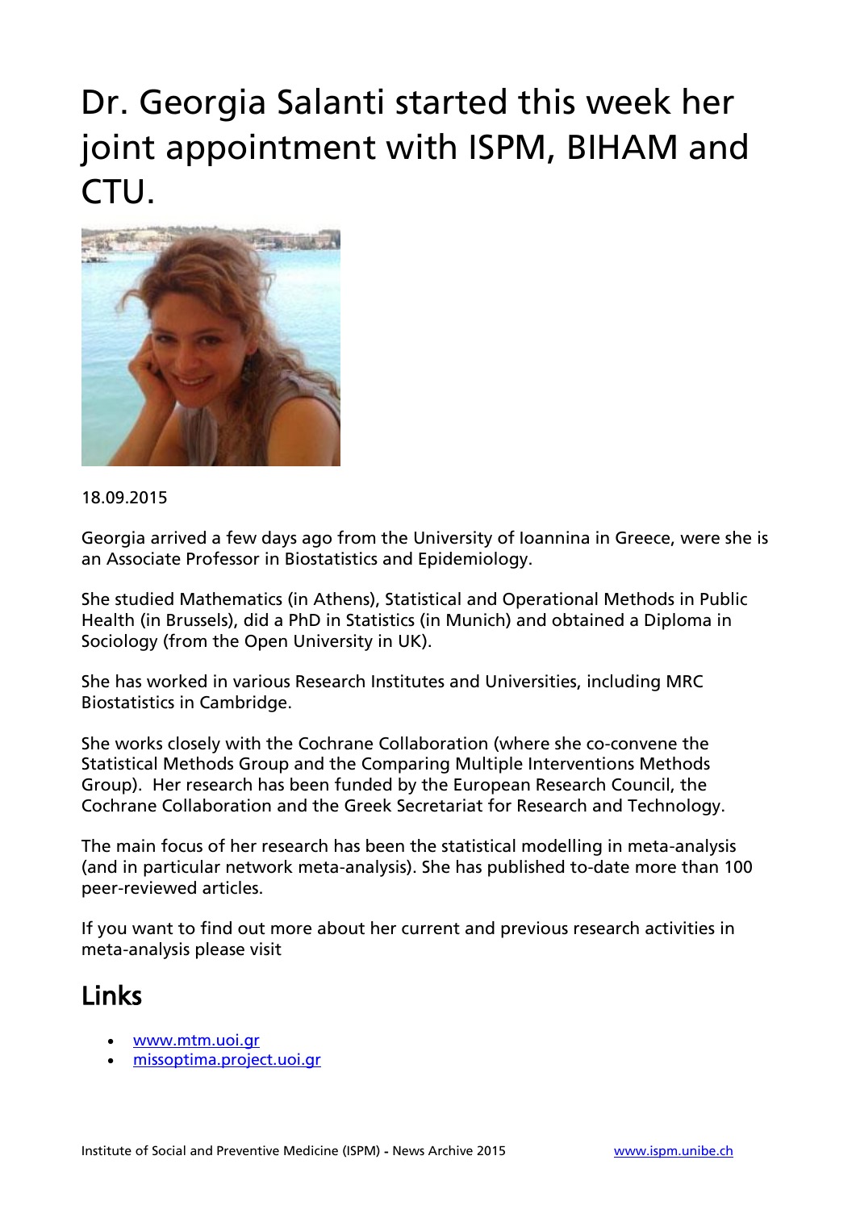# Dr. Georgia Salanti started this week her joint appointment with ISPM, BIHAM and CTU.

18.09.2015

Georgia arrived a few days ago from the University of Ioannina in Greece, were she is an Associate Professor in Biostatistics and Epidemiology.

She studied Mathematics (in Athens), Statistical and Operational Methods in Public Health (in Brussels), did a PhD in Statistics (in Munich) and obtained a Diploma in Sociology (from the Open University in UK).

She has worked in various Research Institutes and Universities, including MRC Biostatistics in Cambridge.

She works closely with the Cochrane Collaboration (where she co-convene the Statistical Methods Group and the Comparing Multiple Interventions Methods Group). Her research has been funded by the European Research Council, the Cochrane Collaboration and the Greek Secretariat for Research and Technology.

The main focus of her research has been the statistical modelling in meta-analysis (and in particular network meta-analysis). She has published to-date more than 100 peer-reviewed articles.

If you want to find out more about her current and previous research activities in meta-analysis please visit

## Links

- www.mtm.uoi.gr
- missoptima.project.uoi.gr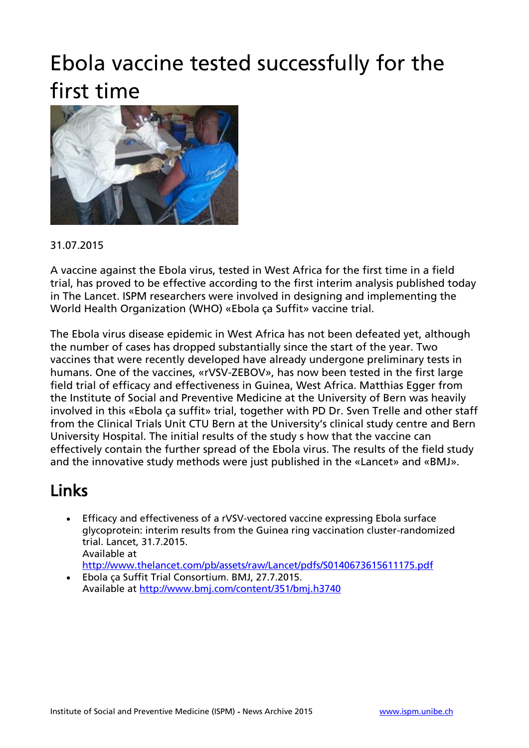# Ebola vaccine tested successfully for the first time

31.07.2015

A vaccine against the Ebola virus, tested in West Africa for the first time in a field trial, has proved to be effective according to the first interim analysis published today in The Lancet. ISPM researchers were involved in designing and implementing the World Health Organization (WHO) «Ebola ça Suffit» vaccine trial.

The Ebola virus disease epidemic in West Africa has not been defeated yet, although the number of cases has dropped substantially since the start of the year. Two vaccines that were recently developed have already undergone preliminary tests in humans. One of the vaccines, «rVSV-ZEBOV», has now been tested in the first large field trial of efficacy and effectiveness in Guinea, West Africa. Matthias Egger from the Institute of Social and Preventive Medicine at the University of Bern was heavily involved in this «Ebola ça suffit» trial, together with PD Dr. Sven Trelle and other staff from the Clinical Trials Unit CTU Bern at the University's clinical study centre and Bern University Hospital. The initial results of the study s how that the vaccine can effectively contain the further spread of the Ebola virus. The results of the field study and the innovative study methods were just published in the «Lancet» and «BMJ».

## Links

- Efficacy and effectiveness of a rVSV-vectored vaccine expressing Ebola surface glycoprotein: interim results from the Guinea ring vaccination cluster-randomized trial. Lancet, 31.7.2015.
  Available at http://www.thelancet.com/pb/assets/raw/Lancet/pdfs/S0140673615611175.pdf
- Ebola ça Suffit Trial Consortium. BMJ, 27.7.2015.
  Available at http://www.bmj.com/content/351/bmj.h3740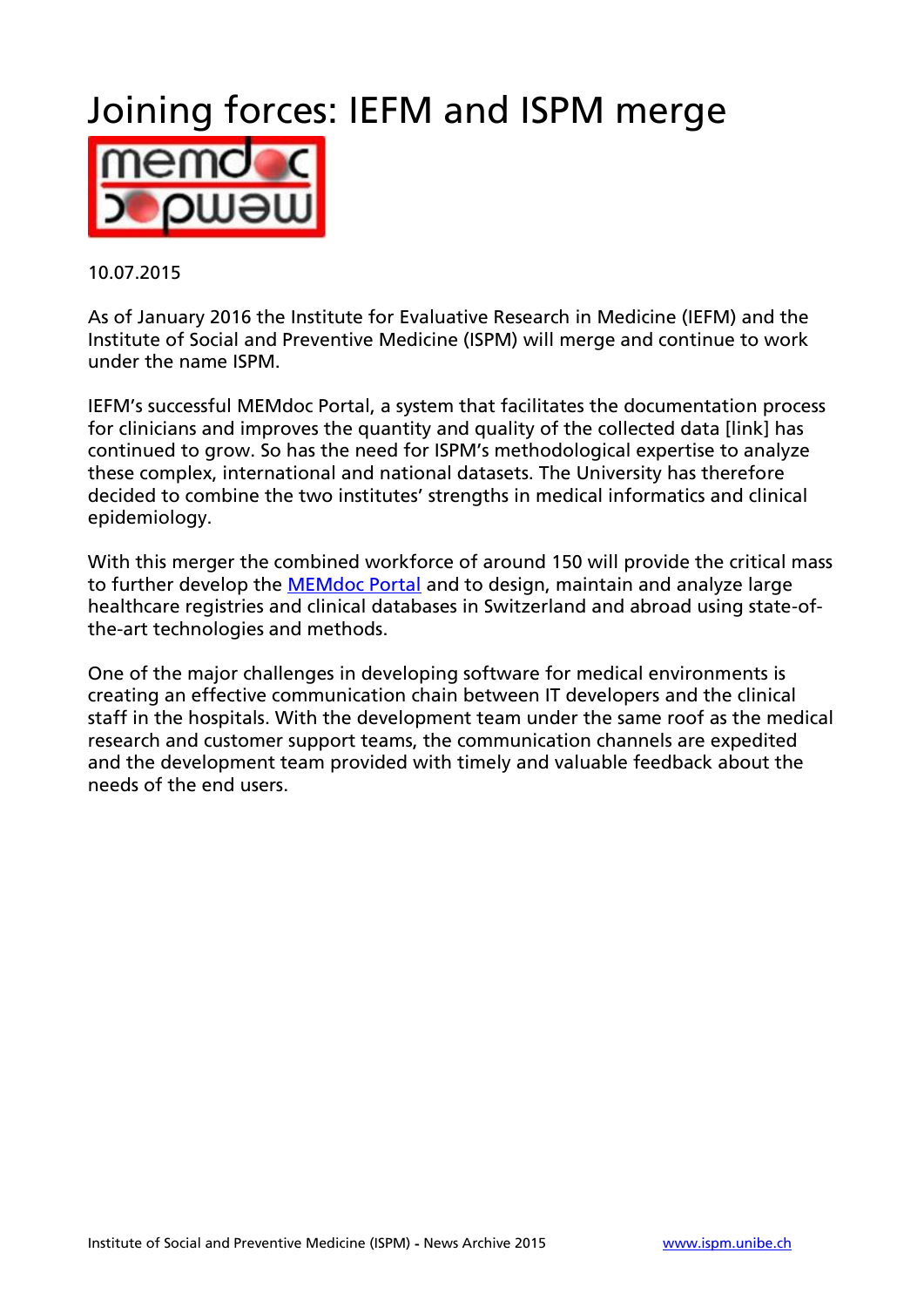# Joining forces: IEFM and ISPM merge

10.07.2015

As of January 2016 the Institute for Evaluative Research in Medicine (IEFM) and the Institute of Social and Preventive Medicine (ISPM) will merge and continue to work under the name ISPM.

IEFM's successful MEMdoc Portal, a system that facilitates the documentation process for clinicians and improves the quantity and quality of the collected data [link] has continued to grow. So has the need for ISPM's methodological expertise to analyze these complex, international and national datasets. The University has therefore decided to combine the two institutes' strengths in medical informatics and clinical epidemiology.

With this merger the combined workforce of around 150 will provide the critical mass to further develop the MEMdoc Portal and to design, maintain and analyze large healthcare registries and clinical databases in Switzerland and abroad using state-of-the-art technologies and methods.

One of the major challenges in developing software for medical environments is creating an effective communication chain between IT developers and the clinical staff in the hospitals. With the development team under the same roof as the medical research and customer support teams, the communication channels are expedited and the development team provided with timely and valuable feedback about the needs of the end users.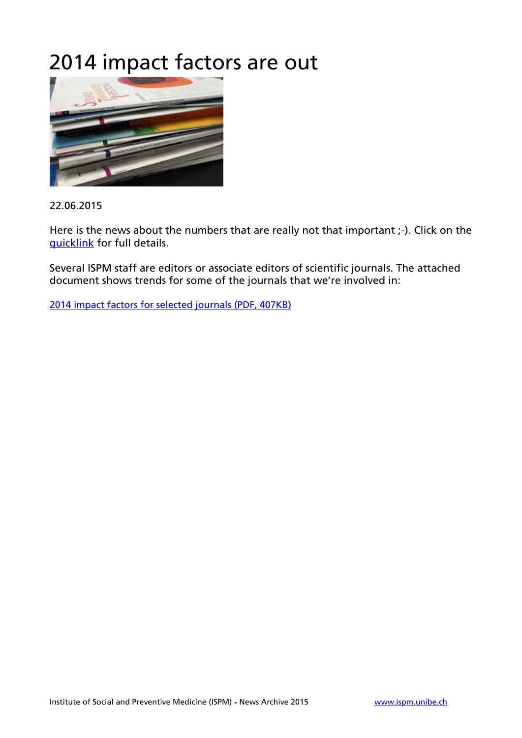# 2014 impact factors are out

22.06.2015

Here is the news about the numbers that are really not that important ;-). Click on the quicklink for full details.

Several ISPM staff are editors or associate editors of scientific journals. The attached document shows trends for some of the journals that we're involved in:

2014 impact factors for selected journals (PDF, 407KB)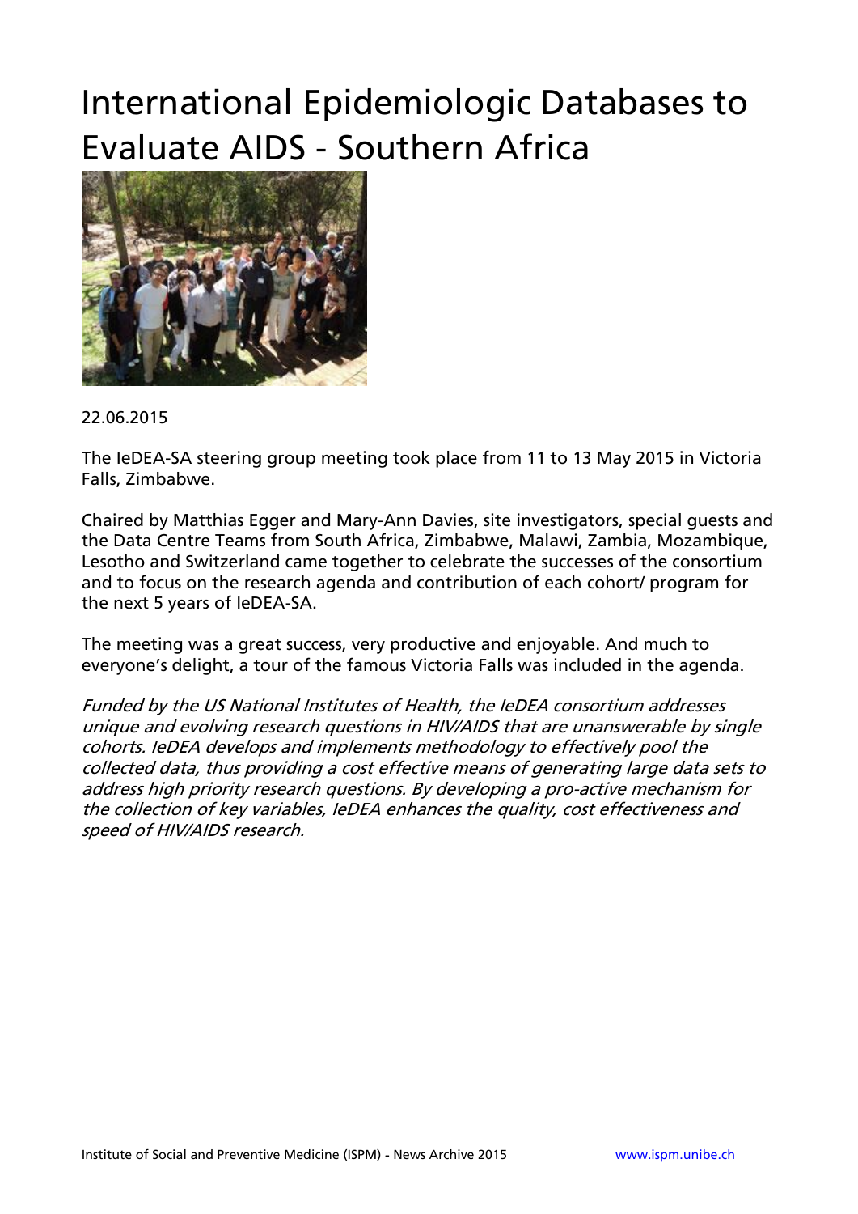# International Epidemiologic Databases to Evaluate AIDS - Southern Africa

22.06.2015

The IeDEA-SA steering group meeting took place from 11 to 13 May 2015 in Victoria Falls, Zimbabwe.

Chaired by Matthias Egger and Mary-Ann Davies, site investigators, special guests and the Data Centre Teams from South Africa, Zimbabwe, Malawi, Zambia, Mozambique, Lesotho and Switzerland came together to celebrate the successes of the consortium and to focus on the research agenda and contribution of each cohort/ program for the next 5 years of IeDEA-SA.

The meeting was a great success, very productive and enjoyable. And much to everyone's delight, a tour of the famous Victoria Falls was included in the agenda.

*Funded by the US National Institutes of Health, the IeDEA consortium addresses unique and evolving research questions in HIV/AIDS that are unanswerable by single cohorts. IeDEA develops and implements methodology to effectively pool the collected data, thus providing a cost effective means of generating large data sets to address high priority research questions. By developing a pro-active mechanism for the collection of key variables, IeDEA enhances the quality, cost effectiveness and speed of HIV/AIDS research.*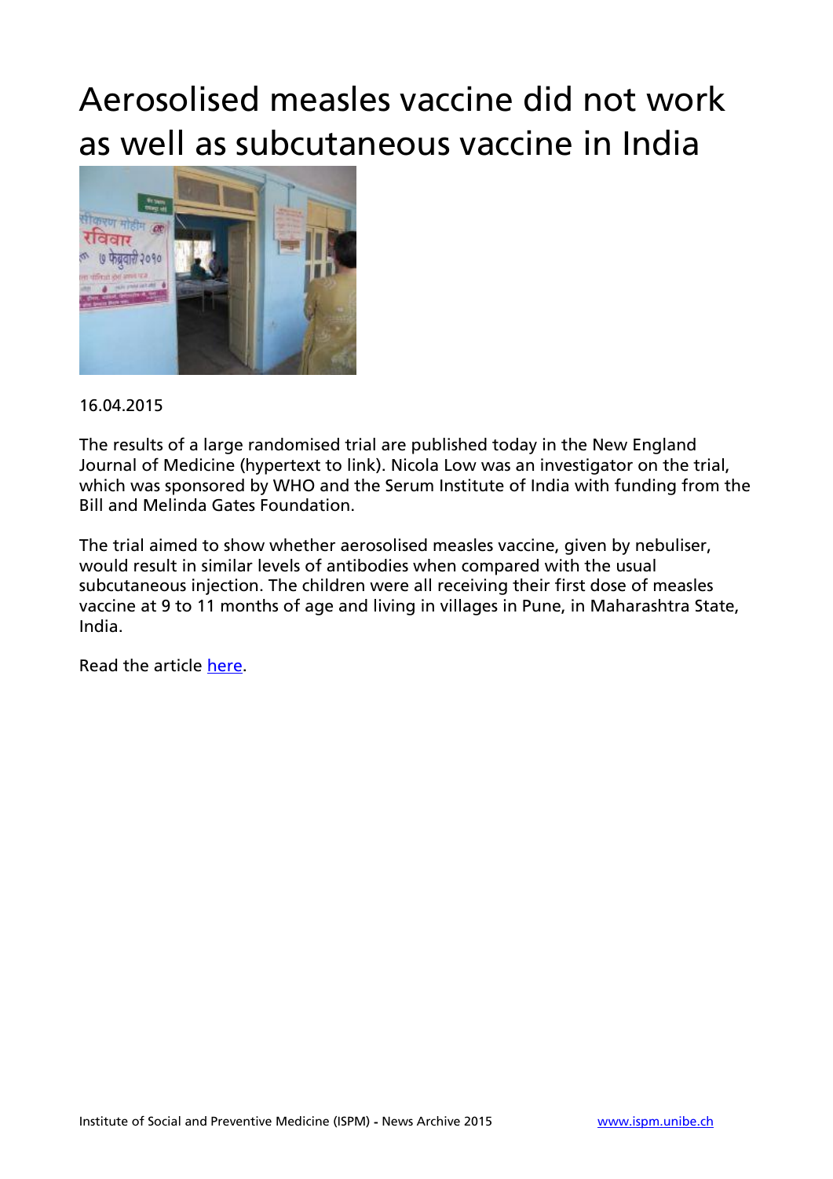# Aerosolised measles vaccine did not work as well as subcutaneous vaccine in India

16.04.2015

The results of a large randomised trial are published today in the New England Journal of Medicine (hypertext to link). Nicola Low was an investigator on the trial, which was sponsored by WHO and the Serum Institute of India with funding from the Bill and Melinda Gates Foundation.

The trial aimed to show whether aerosolised measles vaccine, given by nebuliser, would result in similar levels of antibodies when compared with the usual subcutaneous injection. The children were all receiving their first dose of measles vaccine at 9 to 11 months of age and living in villages in Pune, in Maharashtra State, India.

Read the article here.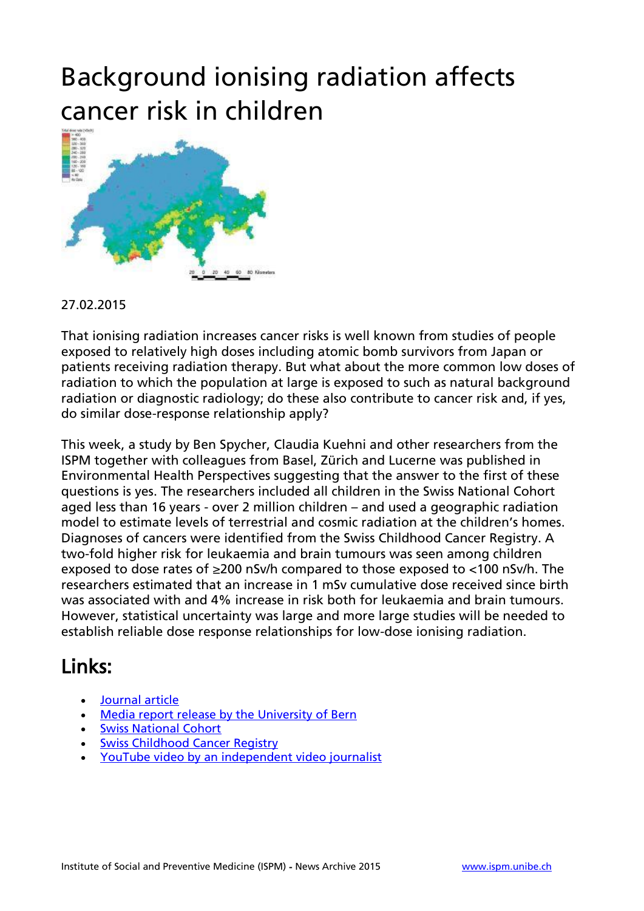# Background ionising radiation affects cancer risk in children

27.02.2015

That ionising radiation increases cancer risks is well known from studies of people exposed to relatively high doses including atomic bomb survivors from Japan or patients receiving radiation therapy. But what about the more common low doses of radiation to which the population at large is exposed to such as natural background radiation or diagnostic radiology; do these also contribute to cancer risk and, if yes, do similar dose-response relationship apply?

This week, a study by Ben Spycher, Claudia Kuehni and other researchers from the ISPM together with colleagues from Basel, Zürich and Lucerne was published in Environmental Health Perspectives suggesting that the answer to the first of these questions is yes. The researchers included all children in the Swiss National Cohort aged less than 16 years - over 2 million children – and used a geographic radiation model to estimate levels of terrestrial and cosmic radiation at the children's homes. Diagnoses of cancers were identified from the Swiss Childhood Cancer Registry. A two-fold higher risk for leukaemia and brain tumours was seen among children exposed to dose rates of ≥200 nSv/h compared to those exposed to <100 nSv/h. The researchers estimated that an increase in 1 mSv cumulative dose received since birth was associated with and 4% increase in risk both for leukaemia and brain tumours. However, statistical uncertainty was large and more large studies will be needed to establish reliable dose response relationships for low-dose ionising radiation.

## Links:

- Journal article
- Media report release by the University of Bern
- Swiss National Cohort
- Swiss Childhood Cancer Registry
- YouTube video by an independent video journalist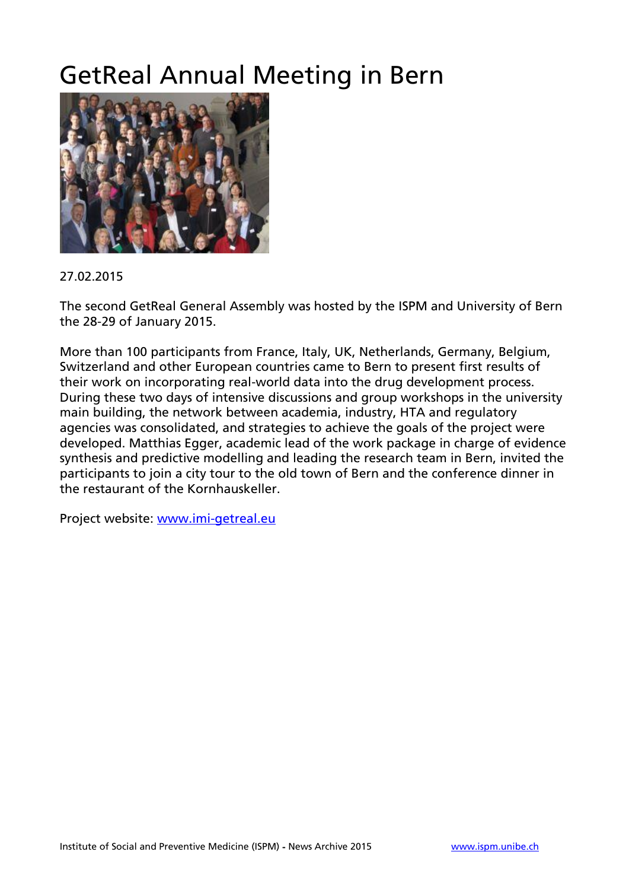# GetReal Annual Meeting in Bern

27.02.2015

The second GetReal General Assembly was hosted by the ISPM and University of Bern the 28-29 of January 2015.

More than 100 participants from France, Italy, UK, Netherlands, Germany, Belgium, Switzerland and other European countries came to Bern to present first results of their work on incorporating real-world data into the drug development process. During these two days of intensive discussions and group workshops in the university main building, the network between academia, industry, HTA and regulatory agencies was consolidated, and strategies to achieve the goals of the project were developed. Matthias Egger, academic lead of the work package in charge of evidence synthesis and predictive modelling and leading the research team in Bern, invited the participants to join a city tour to the old town of Bern and the conference dinner in the restaurant of the Kornhauskeller.

Project website: [www.imi-getreal.eu](http://www.imi-getreal.eu)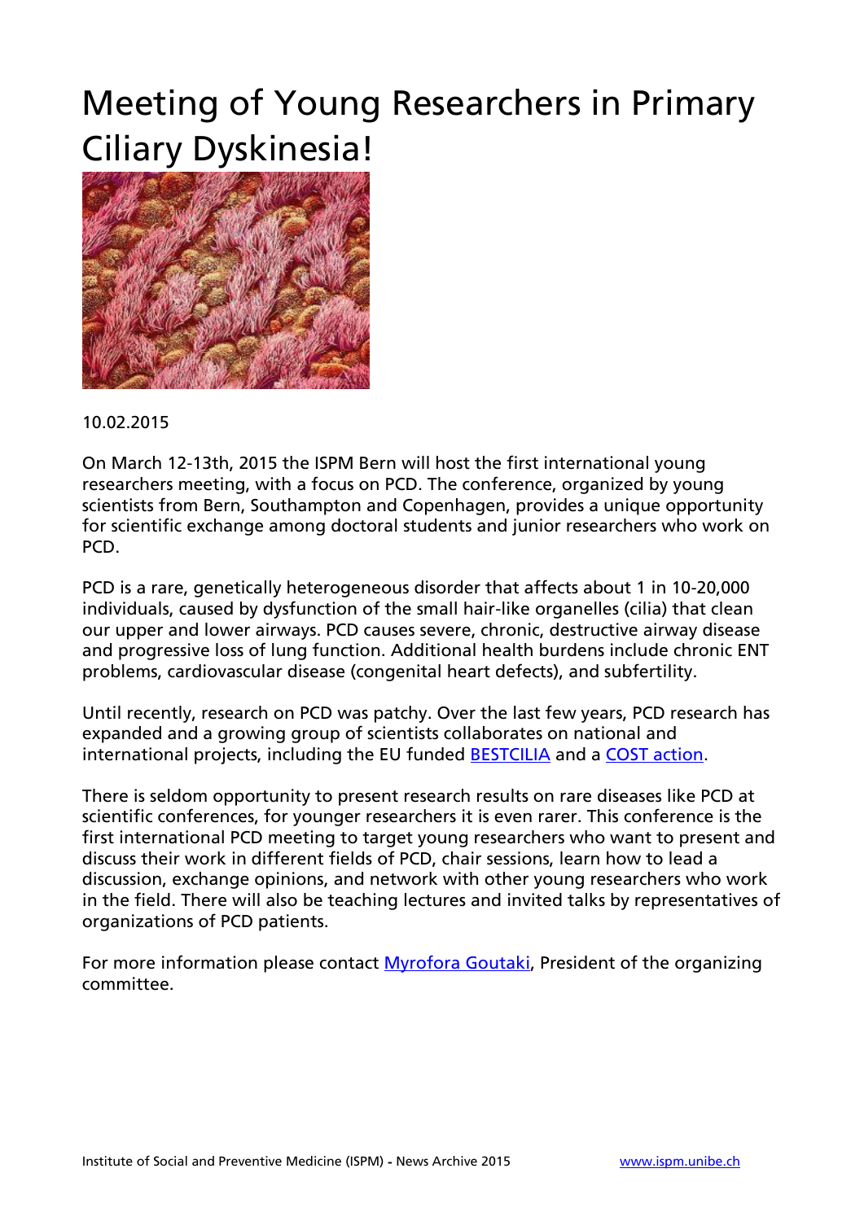# Meeting of Young Researchers in Primary Ciliary Dyskinesia!

10.02.2015

On March 12-13th, 2015 the ISPM Bern will host the first international young researchers meeting, with a focus on PCD. The conference, organized by young scientists from Bern, Southampton and Copenhagen, provides a unique opportunity for scientific exchange among doctoral students and junior researchers who work on PCD.

PCD is a rare, genetically heterogeneous disorder that affects about 1 in 10-20,000 individuals, caused by dysfunction of the small hair-like organelles (cilia) that clean our upper and lower airways. PCD causes severe, chronic, destructive airway disease and progressive loss of lung function. Additional health burdens include chronic ENT problems, cardiovascular disease (congenital heart defects), and subfertility.

Until recently, research on PCD was patchy. Over the last few years, PCD research has expanded and a growing group of scientists collaborates on national and international projects, including the EU funded BESTCILIA and a COST action.

There is seldom opportunity to present research results on rare diseases like PCD at scientific conferences, for younger researchers it is even rarer. This conference is the first international PCD meeting to target young researchers who want to present and discuss their work in different fields of PCD, chair sessions, learn how to lead a discussion, exchange opinions, and network with other young researchers who work in the field. There will also be teaching lectures and invited talks by representatives of organizations of PCD patients.

For more information please contact Myrofora Goutaki, President of the organizing committee.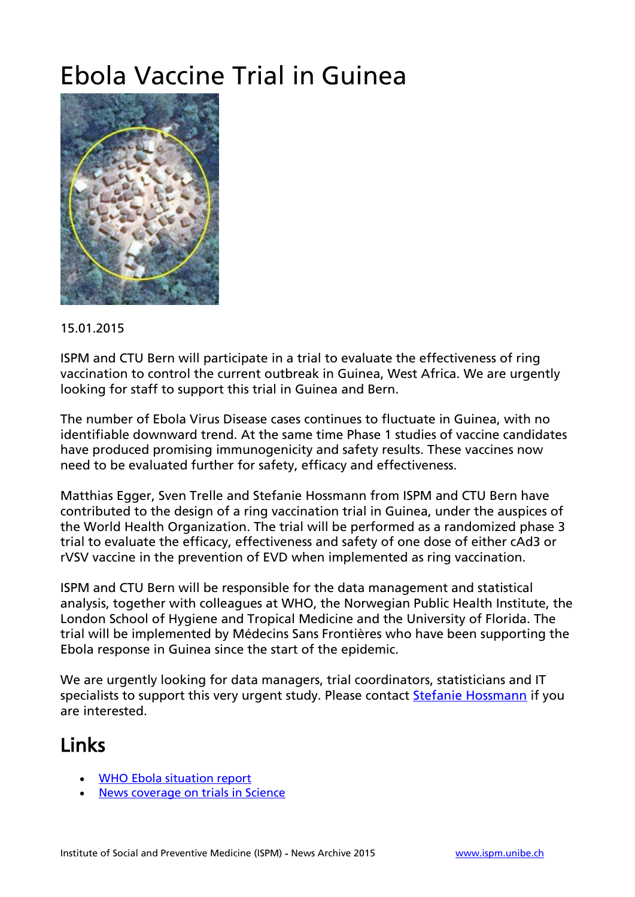# Ebola Vaccine Trial in Guinea

15.01.2015

ISPM and CTU Bern will participate in a trial to evaluate the effectiveness of ring vaccination to control the current outbreak in Guinea, West Africa. We are urgently looking for staff to support this trial in Guinea and Bern.

The number of Ebola Virus Disease cases continues to fluctuate in Guinea, with no identifiable downward trend. At the same time Phase 1 studies of vaccine candidates have produced promising immunogenicity and safety results. These vaccines now need to be evaluated further for safety, efficacy and effectiveness.

Matthias Egger, Sven Trelle and Stefanie Hossmann from ISPM and CTU Bern have contributed to the design of a ring vaccination trial in Guinea, under the auspices of the World Health Organization. The trial will be performed as a randomized phase 3 trial to evaluate the efficacy, effectiveness and safety of one dose of either cAd3 or rVSV vaccine in the prevention of EVD when implemented as ring vaccination.

ISPM and CTU Bern will be responsible for the data management and statistical analysis, together with colleagues at WHO, the Norwegian Public Health Institute, the London School of Hygiene and Tropical Medicine and the University of Florida. The trial will be implemented by Médecins Sans Frontières who have been supporting the Ebola response in Guinea since the start of the epidemic.

We are urgently looking for data managers, trial coordinators, statisticians and IT specialists to support this very urgent study. Please contact Stefanie Hossmann if you are interested.

## Links

- WHO Ebola situation report
- News coverage on trials in Science